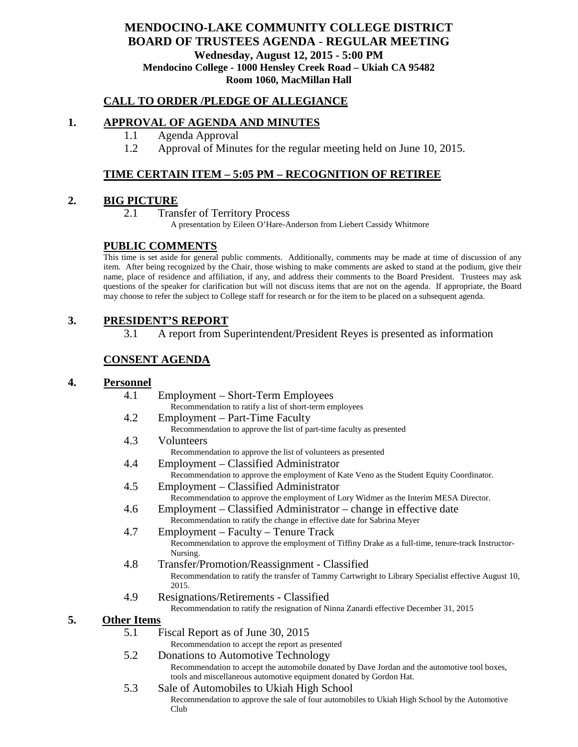# MENDOCINO-LAKE COMMUNITY COLLEGE DISTRICT
# BOARD OF TRUSTEES AGENDA - REGULAR MEETING

**Wednesday, August 12, 2015 - 5:00 PM**
**Mendocino College - 1000 Hensley Creek Road – Ukiah CA 95482**
**Room 1060, MacMillan Hall**

## CALL TO ORDER /PLEDGE OF ALLEGIANCE

## 1. APPROVAL OF AGENDA AND MINUTES

1.1 Agenda Approval

1.2 Approval of Minutes for the regular meeting held on June 10, 2015.

## TIME CERTAIN ITEM – 5:05 PM – RECOGNITION OF RETIREE

## 2. BIG PICTURE

2.1 Transfer of Territory Process
A presentation by Eileen O'Hare-Anderson from Liebert Cassidy Whitmore

## PUBLIC COMMENTS

This time is set aside for general public comments. Additionally, comments may be made at time of discussion of any item. After being recognized by the Chair, those wishing to make comments are asked to stand at the podium, give their name, place of residence and affiliation, if any, and address their comments to the Board President. Trustees may ask questions of the speaker for clarification but will not discuss items that are not on the agenda. If appropriate, the Board may choose to refer the subject to College staff for research or for the item to be placed on a subsequent agenda.

## 3. PRESIDENT'S REPORT

3.1 A report from Superintendent/President Reyes is presented as information

## CONSENT AGENDA

## 4. Personnel

4.1 Employment – Short-Term Employees
Recommendation to ratify a list of short-term employees

4.2 Employment – Part-Time Faculty
Recommendation to approve the list of part-time faculty as presented

4.3 Volunteers
Recommendation to approve the list of volunteers as presented

4.4 Employment – Classified Administrator
Recommendation to approve the employment of Kate Veno as the Student Equity Coordinator.

4.5 Employment – Classified Administrator
Recommendation to approve the employment of Lory Widmer as the Interim MESA Director.

4.6 Employment – Classified Administrator – change in effective date
Recommendation to ratify the change in effective date for Sabrina Meyer

4.7 Employment – Faculty – Tenure Track
Recommendation to approve the employment of Tiffiny Drake as a full-time, tenure-track Instructor-Nursing.

4.8 Transfer/Promotion/Reassignment - Classified
Recommendation to ratify the transfer of Tammy Cartwright to Library Specialist effective August 10, 2015.

4.9 Resignations/Retirements - Classified
Recommendation to ratify the resignation of Ninna Zanardi effective December 31, 2015

## 5. Other Items

5.1 Fiscal Report as of June 30, 2015
Recommendation to accept the report as presented

5.2 Donations to Automotive Technology
Recommendation to accept the automobile donated by Dave Jordan and the automotive tool boxes, tools and miscellaneous automotive equipment donated by Gordon Hat.

5.3 Sale of Automobiles to Ukiah High School
Recommendation to approve the sale of four automobiles to Ukiah High School by the Automotive Club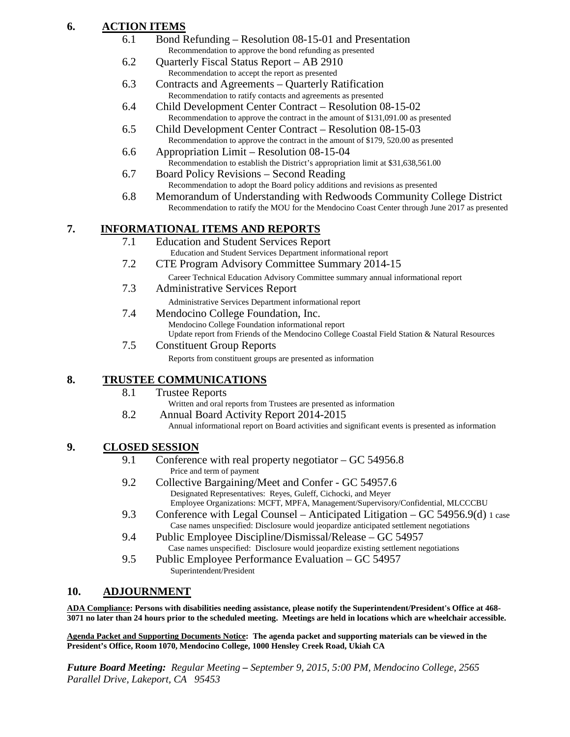## 6. ACTION ITEMS

6.1 Bond Refunding – Resolution 08-15-01 and Presentation
Recommendation to approve the bond refunding as presented

6.2 Quarterly Fiscal Status Report – AB 2910
Recommendation to accept the report as presented

6.3 Contracts and Agreements – Quarterly Ratification
Recommendation to ratify contacts and agreements as presented

6.4 Child Development Center Contract – Resolution 08-15-02
Recommendation to approve the contract in the amount of $131,091.00 as presented

6.5 Child Development Center Contract – Resolution 08-15-03
Recommendation to approve the contract in the amount of $179, 520.00 as presented

6.6 Appropriation Limit – Resolution 08-15-04
Recommendation to establish the District's appropriation limit at $31,638,561.00

6.7 Board Policy Revisions – Second Reading
Recommendation to adopt the Board policy additions and revisions as presented

6.8 Memorandum of Understanding with Redwoods Community College District
Recommendation to ratify the MOU for the Mendocino Coast Center through June 2017 as presented

## 7. INFORMATIONAL ITEMS AND REPORTS

7.1 Education and Student Services Report
Education and Student Services Department informational report

7.2 CTE Program Advisory Committee Summary 2014-15
Career Technical Education Advisory Committee summary annual informational report

7.3 Administrative Services Report
Administrative Services Department informational report

7.4 Mendocino College Foundation, Inc.
Mendocino College Foundation informational report
Update report from Friends of the Mendocino College Coastal Field Station & Natural Resources

7.5 Constituent Group Reports
Reports from constituent groups are presented as information

## 8. TRUSTEE COMMUNICATIONS

8.1 Trustee Reports
Written and oral reports from Trustees are presented as information

8.2 Annual Board Activity Report 2014-2015
Annual informational report on Board activities and significant events is presented as information

## 9. CLOSED SESSION

9.1 Conference with real property negotiator – GC 54956.8
Price and term of payment

9.2 Collective Bargaining/Meet and Confer - GC 54957.6
Designated Representatives: Reyes, Guleff, Cichocki, and Meyer
Employee Organizations: MCFT, MPFA, Management/Supervisory/Confidential, MLCCCBU

9.3 Conference with Legal Counsel – Anticipated Litigation – GC 54956.9(d) 1 case
Case names unspecified: Disclosure would jeopardize anticipated settlement negotiations

9.4 Public Employee Discipline/Dismissal/Release – GC 54957
Case names unspecified: Disclosure would jeopardize existing settlement negotiations

9.5 Public Employee Performance Evaluation – GC 54957
Superintendent/President

## 10. ADJOURNMENT

**ADA Compliance: Persons with disabilities needing assistance, please notify the Superintendent/President's Office at 468-3071 no later than 24 hours prior to the scheduled meeting. Meetings are held in locations which are wheelchair accessible.**

**Agenda Packet and Supporting Documents Notice: The agenda packet and supporting materials can be viewed in the President's Office, Room 1070, Mendocino College, 1000 Hensley Creek Road, Ukiah CA**

***Future Board Meeting:** Regular Meeting – September 9, 2015, 5:00 PM, Mendocino College, 2565 Parallel Drive, Lakeport, CA 95453*